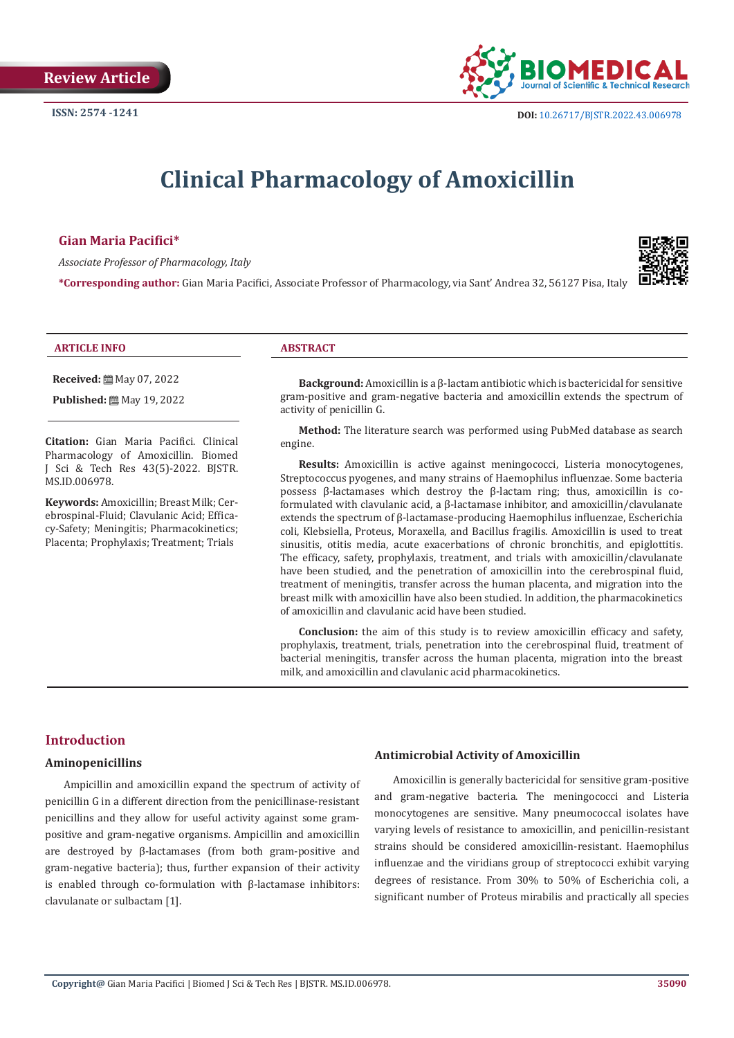Review Article

ISSN: 2574 -1241

DOI: 10.26717/BJSTR.2022.43.006978

# Clinical Pharmacology of Amoxicillin

**Gian Maria Pacifici***

*Associate Professor of Pharmacology, Italy*

***Corresponding author:** Gian Maria Pacifici, Associate Professor of Pharmacology, via Sant' Andrea 32, 56127 Pisa, Italy

**ARTICLE INFO**

**Received:** May 07, 2022

**Published:** May 19, 2022

**Citation:** Gian Maria Pacifici. Clinical Pharmacology of Amoxicillin. Biomed J Sci & Tech Res 43(5)-2022. BJSTR. MS.ID.006978.

**Keywords:** Amoxicillin; Breast Milk; Cerebrospinal-Fluid; Clavulanic Acid; Efficacy-Safety; Meningitis; Pharmacokinetics; Placenta; Prophylaxis; Treatment; Trials

**ABSTRACT**

**Background:** Amoxicillin is a β-lactam antibiotic which is bactericidal for sensitive gram-positive and gram-negative bacteria and amoxicillin extends the spectrum of activity of penicillin G.

**Method:** The literature search was performed using PubMed database as search engine.

**Results:** Amoxicillin is active against meningococci, Listeria monocytogenes, Streptococcus pyogenes, and many strains of Haemophilus influenzae. Some bacteria possess β-lactamases which destroy the β-lactam ring; thus, amoxicillin is co-formulated with clavulanic acid, a β-lactamase inhibitor, and amoxicillin/clavulanate extends the spectrum of β-lactamase-producing Haemophilus influenzae, Escherichia coli, Klebsiella, Proteus, Moraxella, and Bacillus fragilis. Amoxicillin is used to treat sinusitis, otitis media, acute exacerbations of chronic bronchitis, and epiglottitis. The efficacy, safety, prophylaxis, treatment, and trials with amoxicillin/clavulanate have been studied, and the penetration of amoxicillin into the cerebrospinal fluid, treatment of meningitis, transfer across the human placenta, and migration into the breast milk with amoxicillin have also been studied. In addition, the pharmacokinetics of amoxicillin and clavulanic acid have been studied.

**Conclusion:** the aim of this study is to review amoxicillin efficacy and safety, prophylaxis, treatment, trials, penetration into the cerebrospinal fluid, treatment of bacterial meningitis, transfer across the human placenta, migration into the breast milk, and amoxicillin and clavulanic acid pharmacokinetics.

## Introduction

### Aminopenicillins

Ampicillin and amoxicillin expand the spectrum of activity of penicillin G in a different direction from the penicillinase-resistant penicillins and they allow for useful activity against some gram-positive and gram-negative organisms. Ampicillin and amoxicillin are destroyed by β-lactamases (from both gram-positive and gram-negative bacteria); thus, further expansion of their activity is enabled through co-formulation with β-lactamase inhibitors: clavulanate or sulbactam [1].

### Antimicrobial Activity of Amoxicillin

Amoxicillin is generally bactericidal for sensitive gram-positive and gram-negative bacteria. The meningococci and Listeria monocytogenes are sensitive. Many pneumococcal isolates have varying levels of resistance to amoxicillin, and penicillin-resistant strains should be considered amoxicillin-resistant. Haemophilus influenzae and the viridians group of streptococci exhibit varying degrees of resistance. From 30% to 50% of Escherichia coli, a significant number of Proteus mirabilis and practically all species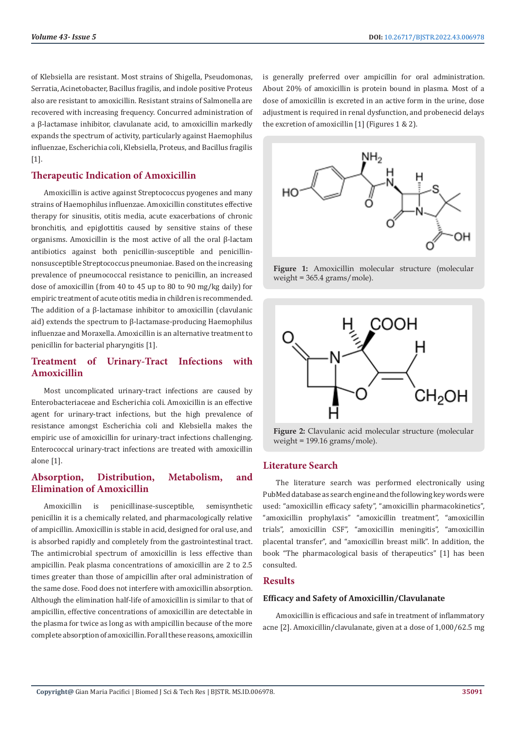of Klebsiella are resistant. Most strains of Shigella, Pseudomonas, Serratia, Acinetobacter, Bacillus fragilis, and indole positive Proteus also are resistant to amoxicillin. Resistant strains of Salmonella are recovered with increasing frequency. Concurred administration of a β-lactamase inhibitor, clavulanate acid, to amoxicillin markedly expands the spectrum of activity, particularly against Haemophilus influenzae, Escherichia coli, Klebsiella, Proteus, and Bacillus fragilis [1].

## Therapeutic Indication of Amoxicillin

Amoxicillin is active against Streptococcus pyogenes and many strains of Haemophilus influenzae. Amoxicillin constitutes effective therapy for sinusitis, otitis media, acute exacerbations of chronic bronchitis, and epiglottitis caused by sensitive stains of these organisms. Amoxicillin is the most active of all the oral β-lactam antibiotics against both penicillin-susceptible and penicillin-nonsusceptible Streptococcus pneumoniae. Based on the increasing prevalence of pneumococcal resistance to penicillin, an increased dose of amoxicillin (from 40 to 45 up to 80 to 90 mg/kg daily) for empiric treatment of acute otitis media in children is recommended. The addition of a β-lactamase inhibitor to amoxicillin (clavulanic aid) extends the spectrum to β-lactamase-producing Haemophilus influenzae and Moraxella. Amoxicillin is an alternative treatment to penicillin for bacterial pharyngitis [1].

## Treatment of Urinary-Tract Infections with Amoxicillin

Most uncomplicated urinary-tract infections are caused by Enterobacteriaceae and Escherichia coli. Amoxicillin is an effective agent for urinary-tract infections, but the high prevalence of resistance amongst Escherichia coli and Klebsiella makes the empiric use of amoxicillin for urinary-tract infections challenging. Enterococcal urinary-tract infections are treated with amoxicillin alone [1].

## Absorption, Distribution, Metabolism, and Elimination of Amoxicillin

Amoxicillin is penicillinase-susceptible, semisynthetic penicillin it is a chemically related, and pharmacologically relative of ampicillin. Amoxicillin is stable in acid, designed for oral use, and is absorbed rapidly and completely from the gastrointestinal tract. The antimicrobial spectrum of amoxicillin is less effective than ampicillin. Peak plasma concentrations of amoxicillin are 2 to 2.5 times greater than those of ampicillin after oral administration of the same dose. Food does not interfere with amoxicillin absorption. Although the elimination half-life of amoxicillin is similar to that of ampicillin, effective concentrations of amoxicillin are detectable in the plasma for twice as long as with ampicillin because of the more complete absorption of amoxicillin. For all these reasons, amoxicillin is generally preferred over ampicillin for oral administration. About 20% of amoxicillin is protein bound in plasma. Most of a dose of amoxicillin is excreted in an active form in the urine, dose adjustment is required in renal dysfunction, and probenecid delays the excretion of amoxicillin [1] (Figures 1 & 2).

**Figure 1:** Amoxicillin molecular structure (molecular weight = 365.4 grams/mole).

**Figure 2:** Clavulanic acid molecular structure (molecular weight = 199.16 grams/mole).

## Literature Search

The literature search was performed electronically using PubMed database as search engine and the following key words were used: "amoxicillin efficacy safety", "amoxicillin pharmacokinetics", "amoxicillin prophylaxis" "amoxicillin treatment", "amoxicillin trials", amoxicillin CSF", "amoxicillin meningitis", "amoxicillin placental transfer", and "amoxicillin breast milk". In addition, the book "The pharmacological basis of therapeutics" [1] has been consulted.

## Results

### Efficacy and Safety of Amoxicillin/Clavulanate

Amoxicillin is efficacious and safe in treatment of inflammatory acne [2]. Amoxicillin/clavulanate, given at a dose of 1,000/62.5 mg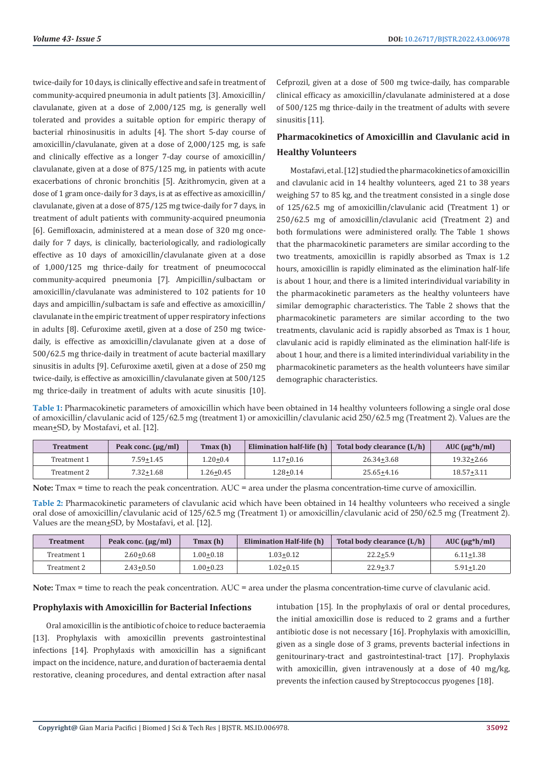twice-daily for 10 days, is clinically effective and safe in treatment of community-acquired pneumonia in adult patients [3]. Amoxicillin/clavulanate, given at a dose of 2,000/125 mg, is generally well tolerated and provides a suitable option for empiric therapy of bacterial rhinosinusitis in adults [4]. The short 5-day course of amoxicillin/clavulanate, given at a dose of 2,000/125 mg, is safe and clinically effective as a longer 7-day course of amoxicillin/clavulanate, given at a dose of 875/125 mg, in patients with acute exacerbations of chronic bronchitis [5]. Azithromycin, given at a dose of 1 gram once-daily for 3 days, is at as effective as amoxicillin/clavulanate, given at a dose of 875/125 mg twice-daily for 7 days, in treatment of adult patients with community-acquired pneumonia [6]. Gemifloxacin, administered at a mean dose of 320 mg once-daily for 7 days, is clinically, bacteriologically, and radiologically effective as 10 days of amoxicillin/clavulanate given at a dose of 1,000/125 mg thrice-daily for treatment of pneumococcal community-acquired pneumonia [7]. Ampicillin/sulbactam or amoxicillin/clavulanate was administered to 102 patients for 10 days and ampicillin/sulbactam is safe and effective as amoxicillin/clavulanate in the empiric treatment of upper respiratory infections in adults [8]. Cefuroxime axetil, given at a dose of 250 mg twice-daily, is effective as amoxicillin/clavulanate given at a dose of 500/62.5 mg thrice-daily in treatment of acute bacterial maxillary sinusitis in adults [9]. Cefuroxime axetil, given at a dose of 250 mg twice-daily, is effective as amoxicillin/clavulanate given at 500/125 mg thrice-daily in treatment of adults with acute sinusitis [10]. Cefprozil, given at a dose of 500 mg twice-daily, has comparable clinical efficacy as amoxicillin/clavulanate administered at a dose of 500/125 mg thrice-daily in the treatment of adults with severe sinusitis [11].

## Pharmacokinetics of Amoxicillin and Clavulanic acid in Healthy Volunteers

Mostafavi, et al. [12] studied the pharmacokinetics of amoxicillin and clavulanic acid in 14 healthy volunteers, aged 21 to 38 years weighing 57 to 85 kg, and the treatment consisted in a single dose of 125/62.5 mg of amoxicillin/clavulanic acid (Treatment 1) or 250/62.5 mg of amoxicillin/clavulanic acid (Treatment 2) and both formulations were administered orally. The Table 1 shows that the pharmacokinetic parameters are similar according to the two treatments, amoxicillin is rapidly absorbed as Tmax is 1.2 hours, amoxicillin is rapidly eliminated as the elimination half-life is about 1 hour, and there is a limited interindividual variability in the pharmacokinetic parameters as the healthy volunteers have similar demographic characteristics. The Table 2 shows that the pharmacokinetic parameters are similar according to the two treatments, clavulanic acid is rapidly absorbed as Tmax is 1 hour, clavulanic acid is rapidly eliminated as the elimination half-life is about 1 hour, and there is a limited interindividual variability in the pharmacokinetic parameters as the health volunteers have similar demographic characteristics.

**Table 1:** Pharmacokinetic parameters of amoxicillin which have been obtained in 14 healthy volunteers following a single oral dose of amoxicillin/clavulanic acid of 125/62.5 mg (treatment 1) or amoxicillin/clavulanic acid 250/62.5 mg (Treatment 2). Values are the mean±SD, by Mostafavi, et al. [12].

| Treatment | Peak conc. (µg/ml) | Tmax (h) | Elimination half-life (h) | Total body clearance (L/h) | AUC (µg*h/ml) |
|---|---|---|---|---|---|
| Treatment 1 | 7.59±1.45 | 1.20±0.4 | 1.17±0.16 | 26.34±3.68 | 19.32±2.66 |
| Treatment 2 | 7.32±1.68 | 1.26±0.45 | 1.28±0.14 | 25.65±4.16 | 18.57±3.11 |

**Note:** Tmax = time to reach the peak concentration. AUC = area under the plasma concentration-time curve of amoxicillin.

**Table 2:** Pharmacokinetic parameters of clavulanic acid which have been obtained in 14 healthy volunteers who received a single oral dose of amoxicillin/clavulanic acid of 125/62.5 mg (Treatment 1) or amoxicillin/clavulanic acid of 250/62.5 mg (Treatment 2). Values are the mean±SD, by Mostafavi, et al. [12].

| Treatment | Peak conc. (µg/ml) | Tmax (h) | Elimination Half-life (h) | Total body clearance (L/h) | AUC (µg*h/ml) |
|---|---|---|---|---|---|
| Treatment 1 | 2.60±0.68 | 1.00±0.18 | 1.03±0.12 | 22.2±5.9 | 6.11±1.38 |
| Treatment 2 | 2.43±0.50 | 1.00±0.23 | 1.02±0.15 | 22.9±3.7 | 5.91±1.20 |

**Note:** Tmax = time to reach the peak concentration. AUC = area under the plasma concentration-time curve of clavulanic acid.

### Prophylaxis with Amoxicillin for Bacterial Infections

Oral amoxicillin is the antibiotic of choice to reduce bacteraemia [13]. Prophylaxis with amoxicillin prevents gastrointestinal infections [14]. Prophylaxis with amoxicillin has a significant impact on the incidence, nature, and duration of bacteraemia dental restorative, cleaning procedures, and dental extraction after nasal intubation [15]. In the prophylaxis of oral or dental procedures, the initial amoxicillin dose is reduced to 2 grams and a further antibiotic dose is not necessary [16]. Prophylaxis with amoxicillin, given as a single dose of 3 grams, prevents bacterial infections in genitourinary-tract and gastrointestinal-tract [17]. Prophylaxis with amoxicillin, given intravenously at a dose of 40 mg/kg, prevents the infection caused by Streptococcus pyogenes [18].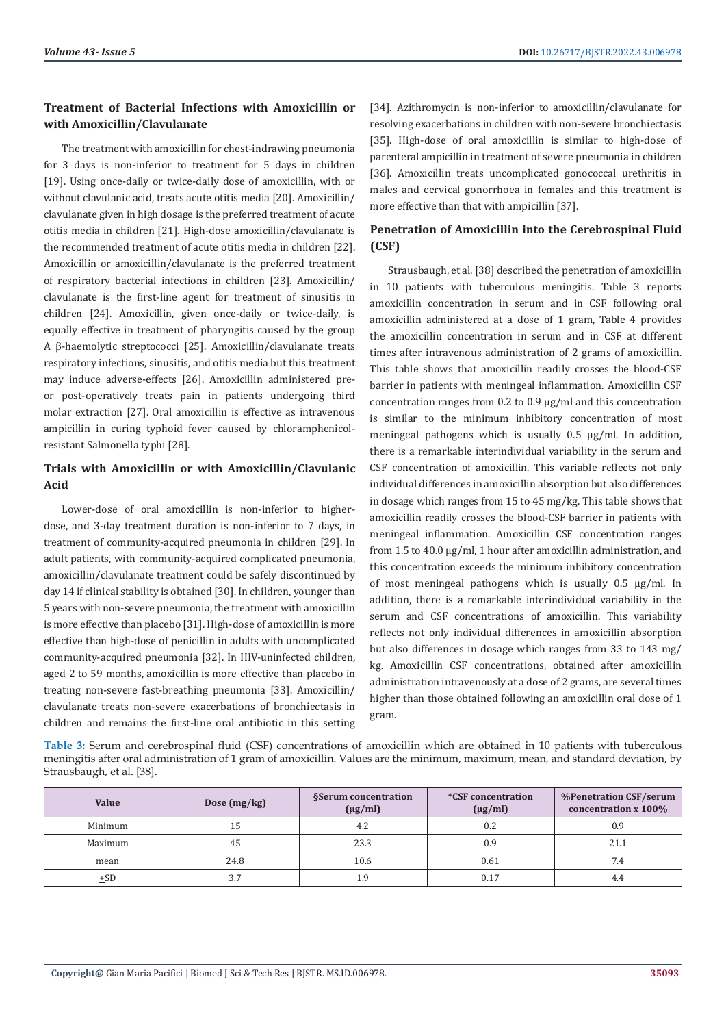## Treatment of Bacterial Infections with Amoxicillin or with Amoxicillin/Clavulanate

The treatment with amoxicillin for chest-indrawing pneumonia for 3 days is non-inferior to treatment for 5 days in children [19]. Using once-daily or twice-daily dose of amoxicillin, with or without clavulanic acid, treats acute otitis media [20]. Amoxicillin/clavulanate given in high dosage is the preferred treatment of acute otitis media in children [21]. High-dose amoxicillin/clavulanate is the recommended treatment of acute otitis media in children [22]. Amoxicillin or amoxicillin/clavulanate is the preferred treatment of respiratory bacterial infections in children [23]. Amoxicillin/clavulanate is the first-line agent for treatment of sinusitis in children [24]. Amoxicillin, given once-daily or twice-daily, is equally effective in treatment of pharyngitis caused by the group A β-haemolytic streptococci [25]. Amoxicillin/clavulanate treats respiratory infections, sinusitis, and otitis media but this treatment may induce adverse-effects [26]. Amoxicillin administered pre- or post-operatively treats pain in patients undergoing third molar extraction [27]. Oral amoxicillin is effective as intravenous ampicillin in curing typhoid fever caused by chloramphenicol-resistant Salmonella typhi [28].

## Trials with Amoxicillin or with Amoxicillin/Clavulanic Acid

Lower-dose of oral amoxicillin is non-inferior to higher-dose, and 3-day treatment duration is non-inferior to 7 days, in treatment of community-acquired pneumonia in children [29]. In adult patients, with community-acquired complicated pneumonia, amoxicillin/clavulanate treatment could be safely discontinued by day 14 if clinical stability is obtained [30]. In children, younger than 5 years with non-severe pneumonia, the treatment with amoxicillin is more effective than placebo [31]. High-dose of amoxicillin is more effective than high-dose of penicillin in adults with uncomplicated community-acquired pneumonia [32]. In HIV-uninfected children, aged 2 to 59 months, amoxicillin is more effective than placebo in treating non-severe fast-breathing pneumonia [33]. Amoxicillin/clavulanate treats non-severe exacerbations of bronchiectasis in children and remains the first-line oral antibiotic in this setting [34]. Azithromycin is non-inferior to amoxicillin/clavulanate for resolving exacerbations in children with non-severe bronchiectasis [35]. High-dose of oral amoxicillin is similar to high-dose of parenteral ampicillin in treatment of severe pneumonia in children [36]. Amoxicillin treats uncomplicated gonococcal urethritis in males and cervical gonorrhoea in females and this treatment is more effective than that with ampicillin [37].

## Penetration of Amoxicillin into the Cerebrospinal Fluid (CSF)

Strausbaugh, et al. [38] described the penetration of amoxicillin in 10 patients with tuberculous meningitis. Table 3 reports amoxicillin concentration in serum and in CSF following oral amoxicillin administered at a dose of 1 gram, Table 4 provides the amoxicillin concentration in serum and in CSF at different times after intravenous administration of 2 grams of amoxicillin. This table shows that amoxicillin readily crosses the blood-CSF barrier in patients with meningeal inflammation. Amoxicillin CSF concentration ranges from 0.2 to 0.9 µg/ml and this concentration is similar to the minimum inhibitory concentration of most meningeal pathogens which is usually 0.5 µg/ml. In addition, there is a remarkable interindividual variability in the serum and CSF concentration of amoxicillin. This variable reflects not only individual differences in amoxicillin absorption but also differences in dosage which ranges from 15 to 45 mg/kg. This table shows that amoxicillin readily crosses the blood-CSF barrier in patients with meningeal inflammation. Amoxicillin CSF concentration ranges from 1.5 to 40.0 µg/ml, 1 hour after amoxicillin administration, and this concentration exceeds the minimum inhibitory concentration of most meningeal pathogens which is usually 0.5 µg/ml. In addition, there is a remarkable interindividual variability in the serum and CSF concentrations of amoxicillin. This variability reflects not only individual differences in amoxicillin absorption but also differences in dosage which ranges from 33 to 143 mg/kg. Amoxicillin CSF concentrations, obtained after amoxicillin administration intravenously at a dose of 2 grams, are several times higher than those obtained following an amoxicillin oral dose of 1 gram.

**Table 3:** Serum and cerebrospinal fluid (CSF) concentrations of amoxicillin which are obtained in 10 patients with tuberculous meningitis after oral administration of 1 gram of amoxicillin. Values are the minimum, maximum, mean, and standard deviation, by Strausbaugh, et al. [38].

| Value | Dose (mg/kg) | §Serum concentration (µg/ml) | *CSF concentration (µg/ml) | %Penetration CSF/serum concentration x 100% |
|---|---|---|---|---|
| Minimum | 15 | 4.2 | 0.2 | 0.9 |
| Maximum | 45 | 23.3 | 0.9 | 21.1 |
| mean | 24.8 | 10.6 | 0.61 | 7.4 |
| ±SD | 3.7 | 1.9 | 0.17 | 4.4 |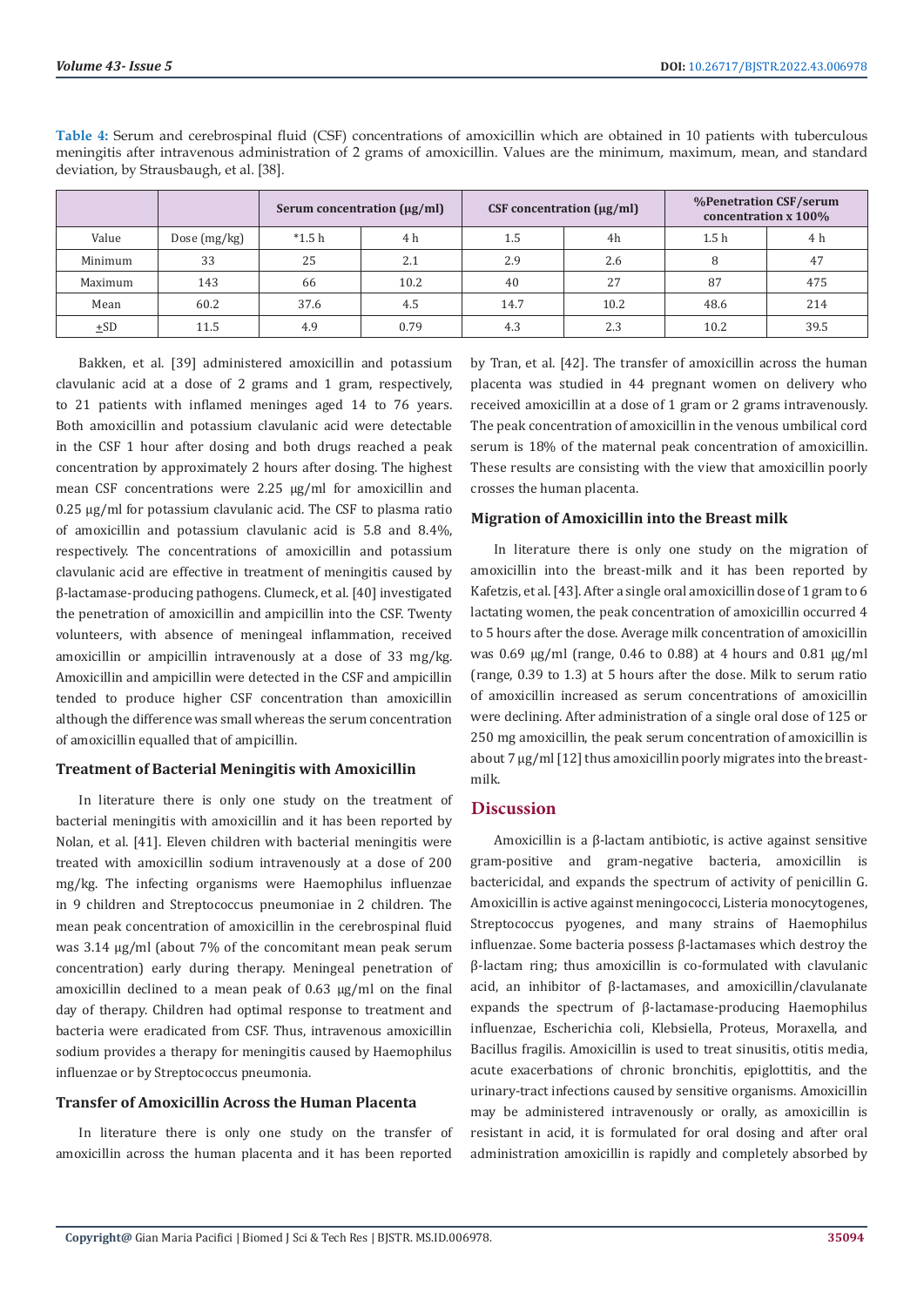**Table 4:** Serum and cerebrospinal fluid (CSF) concentrations of amoxicillin which are obtained in 10 patients with tuberculous meningitis after intravenous administration of 2 grams of amoxicillin. Values are the minimum, maximum, mean, and standard deviation, by Strausbaugh, et al. [38].

| | | Serum concentration (µg/ml) | | CSF concentration (µg/ml) | | %Penetration CSF/serum concentration x 100% | |
|---|---|---|---|---|---|---|---|
| Value | Dose (mg/kg) | *1.5 h | 4 h | 1.5 | 4h | 1.5 h | 4 h |
| Minimum | 33 | 25 | 2.1 | 2.9 | 2.6 | 8 | 47 |
| Maximum | 143 | 66 | 10.2 | 40 | 27 | 87 | 475 |
| Mean | 60.2 | 37.6 | 4.5 | 14.7 | 10.2 | 48.6 | 214 |
| ±SD | 11.5 | 4.9 | 0.79 | 4.3 | 2.3 | 10.2 | 39.5 |

Bakken, et al. [39] administered amoxicillin and potassium clavulanic acid at a dose of 2 grams and 1 gram, respectively, to 21 patients with inflamed meninges aged 14 to 76 years. Both amoxicillin and potassium clavulanic acid were detectable in the CSF 1 hour after dosing and both drugs reached a peak concentration by approximately 2 hours after dosing. The highest mean CSF concentrations were 2.25 µg/ml for amoxicillin and 0.25 µg/ml for potassium clavulanic acid. The CSF to plasma ratio of amoxicillin and potassium clavulanic acid is 5.8 and 8.4%, respectively. The concentrations of amoxicillin and potassium clavulanic acid are effective in treatment of meningitis caused by β-lactamase-producing pathogens. Clumeck, et al. [40] investigated the penetration of amoxicillin and ampicillin into the CSF. Twenty volunteers, with absence of meningeal inflammation, received amoxicillin or ampicillin intravenously at a dose of 33 mg/kg. Amoxicillin and ampicillin were detected in the CSF and ampicillin tended to produce higher CSF concentration than amoxicillin although the difference was small whereas the serum concentration of amoxicillin equalled that of ampicillin.

### Treatment of Bacterial Meningitis with Amoxicillin

In literature there is only one study on the treatment of bacterial meningitis with amoxicillin and it has been reported by Nolan, et al. [41]. Eleven children with bacterial meningitis were treated with amoxicillin sodium intravenously at a dose of 200 mg/kg. The infecting organisms were Haemophilus influenzae in 9 children and Streptococcus pneumoniae in 2 children. The mean peak concentration of amoxicillin in the cerebrospinal fluid was 3.14 µg/ml (about 7% of the concomitant mean peak serum concentration) early during therapy. Meningeal penetration of amoxicillin declined to a mean peak of 0.63 µg/ml on the final day of therapy. Children had optimal response to treatment and bacteria were eradicated from CSF. Thus, intravenous amoxicillin sodium provides a therapy for meningitis caused by Haemophilus influenzae or by Streptococcus pneumonia.

### Transfer of Amoxicillin Across the Human Placenta

In literature there is only one study on the transfer of amoxicillin across the human placenta and it has been reported by Tran, et al. [42]. The transfer of amoxicillin across the human placenta was studied in 44 pregnant women on delivery who received amoxicillin at a dose of 1 gram or 2 grams intravenously. The peak concentration of amoxicillin in the venous umbilical cord serum is 18% of the maternal peak concentration of amoxicillin. These results are consisting with the view that amoxicillin poorly crosses the human placenta.

### Migration of Amoxicillin into the Breast milk

In literature there is only one study on the migration of amoxicillin into the breast-milk and it has been reported by Kafetzis, et al. [43]. After a single oral amoxicillin dose of 1 gram to 6 lactating women, the peak concentration of amoxicillin occurred 4 to 5 hours after the dose. Average milk concentration of amoxicillin was 0.69 µg/ml (range, 0.46 to 0.88) at 4 hours and 0.81 µg/ml (range, 0.39 to 1.3) at 5 hours after the dose. Milk to serum ratio of amoxicillin increased as serum concentrations of amoxicillin were declining. After administration of a single oral dose of 125 or 250 mg amoxicillin, the peak serum concentration of amoxicillin is about 7 µg/ml [12] thus amoxicillin poorly migrates into the breast-milk.

## Discussion

Amoxicillin is a β-lactam antibiotic, is active against sensitive gram-positive and gram-negative bacteria, amoxicillin is bactericidal, and expands the spectrum of activity of penicillin G. Amoxicillin is active against meningococci, Listeria monocytogenes, Streptococcus pyogenes, and many strains of Haemophilus influenzae. Some bacteria possess β-lactamases which destroy the β-lactam ring; thus amoxicillin is co-formulated with clavulanic acid, an inhibitor of β-lactamases, and amoxicillin/clavulanate expands the spectrum of β-lactamase-producing Haemophilus influenzae, Escherichia coli, Klebsiella, Proteus, Moraxella, and Bacillus fragilis. Amoxicillin is used to treat sinusitis, otitis media, acute exacerbations of chronic bronchitis, epiglottitis, and the urinary-tract infections caused by sensitive organisms. Amoxicillin may be administered intravenously or orally, as amoxicillin is resistant in acid, it is formulated for oral dosing and after oral administration amoxicillin is rapidly and completely absorbed by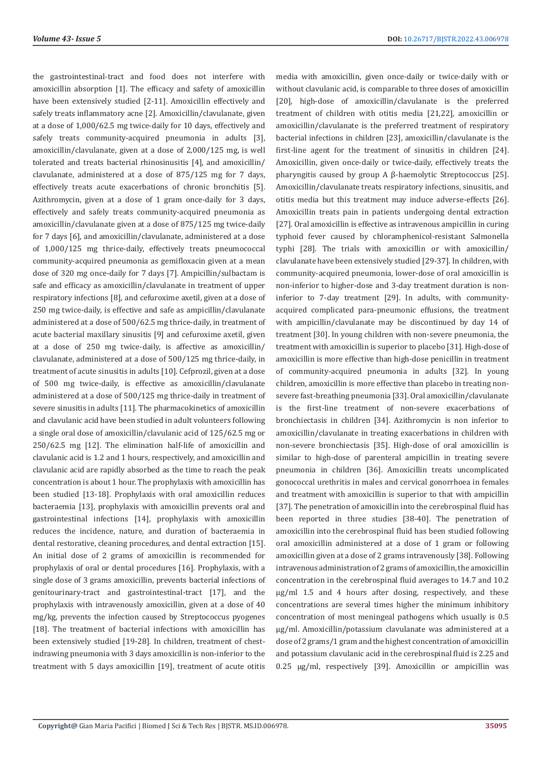the gastrointestinal-tract and food does not interfere with amoxicillin absorption [1]. The efficacy and safety of amoxicillin have been extensively studied [2-11]. Amoxicillin effectively and safely treats inflammatory acne [2]. Amoxicillin/clavulanate, given at a dose of 1,000/62.5 mg twice-daily for 10 days, effectively and safely treats community-acquired pneumonia in adults [3], amoxicillin/clavulanate, given at a dose of 2,000/125 mg, is well tolerated and treats bacterial rhinosinusitis [4], and amoxicillin/clavulanate, administered at a dose of 875/125 mg for 7 days, effectively treats acute exacerbations of chronic bronchitis [5]. Azithromycin, given at a dose of 1 gram once-daily for 3 days, effectively and safely treats community-acquired pneumonia as amoxicillin/clavulanate given at a dose of 875/125 mg twice-daily for 7 days [6], and amoxicillin/clavulanate, administered at a dose of 1,000/125 mg thrice-daily, effectively treats pneumococcal community-acquired pneumonia as gemifloxacin given at a mean dose of 320 mg once-daily for 7 days [7]. Ampicillin/sulbactam is safe and efficacy as amoxicillin/clavulanate in treatment of upper respiratory infections [8], and cefuroxime axetil, given at a dose of 250 mg twice-daily, is effective and safe as ampicillin/clavulanate administered at a dose of 500/62.5 mg thrice-daily, in treatment of acute bacterial maxillary sinusitis [9] and cefuroxime axetil, given at a dose of 250 mg twice-daily, is affective as amoxicillin/clavulanate, administered at a dose of 500/125 mg thrice-daily, in treatment of acute sinusitis in adults [10]. Cefprozil, given at a dose of 500 mg twice-daily, is effective as amoxicillin/clavulanate administered at a dose of 500/125 mg thrice-daily in treatment of severe sinusitis in adults [11]. The pharmacokinetics of amoxicillin and clavulanic acid have been studied in adult volunteers following a single oral dose of amoxicillin/clavulanic acid of 125/62.5 mg or 250/62.5 mg [12]. The elimination half-life of amoxicillin and clavulanic acid is 1.2 and 1 hours, respectively, and amoxicillin and clavulanic acid are rapidly absorbed as the time to reach the peak concentration is about 1 hour. The prophylaxis with amoxicillin has been studied [13-18]. Prophylaxis with oral amoxicillin reduces bacteraemia [13], prophylaxis with amoxicillin prevents oral and gastrointestinal infections [14], prophylaxis with amoxicillin reduces the incidence, nature, and duration of bacteraemia in dental restorative, cleaning procedures, and dental extraction [15]. An initial dose of 2 grams of amoxicillin is recommended for prophylaxis of oral or dental procedures [16]. Prophylaxis, with a single dose of 3 grams amoxicillin, prevents bacterial infections of genitourinary-tract and gastrointestinal-tract [17], and the prophylaxis with intravenously amoxicillin, given at a dose of 40 mg/kg, prevents the infection caused by Streptococcus pyogenes [18]. The treatment of bacterial infections with amoxicillin has been extensively studied [19-28]. In children, treatment of chest-indrawing pneumonia with 3 days amoxicillin is non-inferior to the treatment with 5 days amoxicillin [19], treatment of acute otitis media with amoxicillin, given once-daily or twice-daily with or without clavulanic acid, is comparable to three doses of amoxicillin [20], high-dose of amoxicillin/clavulanate is the preferred treatment of children with otitis media [21,22], amoxicillin or amoxicillin/clavulanate is the preferred treatment of respiratory bacterial infections in children [23], amoxicillin/clavulanate is the first-line agent for the treatment of sinusitis in children [24]. Amoxicillin, given once-daily or twice-daily, effectively treats the pharyngitis caused by group A β-haemolytic Streptococcus [25]. Amoxicillin/clavulanate treats respiratory infections, sinusitis, and otitis media but this treatment may induce adverse-effects [26]. Amoxicillin treats pain in patients undergoing dental extraction [27]. Oral amoxicillin is effective as intravenous ampicillin in curing typhoid fever caused by chloramphenicol-resistant Salmonella typhi [28]. The trials with amoxicillin or with amoxicillin/clavulanate have been extensively studied [29-37]. In children, with community-acquired pneumonia, lower-dose of oral amoxicillin is non-inferior to higher-dose and 3-day treatment duration is non-inferior to 7-day treatment [29]. In adults, with community-acquired complicated para-pneumonic effusions, the treatment with ampicillin/clavulanate may be discontinued by day 14 of treatment [30]. In young children with non-severe pneumonia, the treatment with amoxicillin is superior to placebo [31]. High-dose of amoxicillin is more effective than high-dose penicillin in treatment of community-acquired pneumonia in adults [32]. In young children, amoxicillin is more effective than placebo in treating non-severe fast-breathing pneumonia [33]. Oral amoxicillin/clavulanate is the first-line treatment of non-severe exacerbations of bronchiectasis in children [34]. Azithromycin is non inferior to amoxicillin/clavulanate in treating exacerbations in children with non-severe bronchiectasis [35]. High-dose of oral amoxicillin is similar to high-dose of parenteral ampicillin in treating severe pneumonia in children [36]. Amoxicillin treats uncomplicated gonococcal urethritis in males and cervical gonorrhoea in females and treatment with amoxicillin is superior to that with ampicillin [37]. The penetration of amoxicillin into the cerebrospinal fluid has been reported in three studies [38-40]. The penetration of amoxicillin into the cerebrospinal fluid has been studied following oral amoxicillin administered at a dose of 1 gram or following amoxicillin given at a dose of 2 grams intravenously [38]. Following intravenous administration of 2 grams of amoxicillin, the amoxicillin concentration in the cerebrospinal fluid averages to 14.7 and 10.2 µg/ml 1.5 and 4 hours after dosing, respectively, and these concentrations are several times higher the minimum inhibitory concentration of most meningeal pathogens which usually is 0.5 µg/ml. Amoxicillin/potassium clavulanate was administered at a dose of 2 grams/1 gram and the highest concentration of amoxicillin and potassium clavulanic acid in the cerebrospinal fluid is 2.25 and 0.25 µg/ml, respectively [39]. Amoxicillin or ampicillin was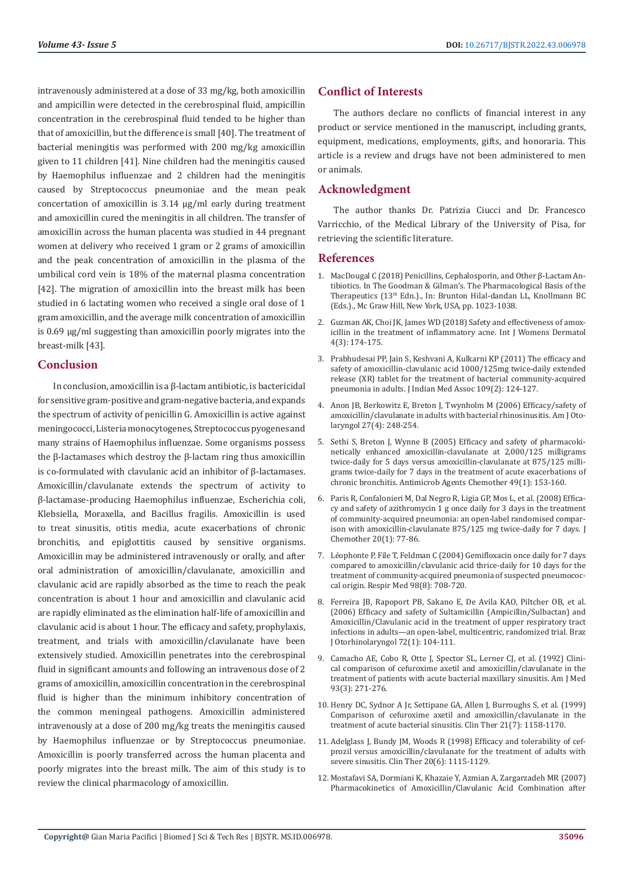intravenously administered at a dose of 33 mg/kg, both amoxicillin and ampicillin were detected in the cerebrospinal fluid, ampicillin concentration in the cerebrospinal fluid tended to be higher than that of amoxicillin, but the difference is small [40]. The treatment of bacterial meningitis was performed with 200 mg/kg amoxicillin given to 11 children [41]. Nine children had the meningitis caused by Haemophilus influenzae and 2 children had the meningitis caused by Streptococcus pneumoniae and the mean peak concertation of amoxicillin is 3.14 µg/ml early during treatment and amoxicillin cured the meningitis in all children. The transfer of amoxicillin across the human placenta was studied in 44 pregnant women at delivery who received 1 gram or 2 grams of amoxicillin and the peak concentration of amoxicillin in the plasma of the umbilical cord vein is 18% of the maternal plasma concentration [42]. The migration of amoxicillin into the breast milk has been studied in 6 lactating women who received a single oral dose of 1 gram amoxicillin, and the average milk concentration of amoxicillin is 0.69 µg/ml suggesting than amoxicillin poorly migrates into the breast-milk [43].

## Conclusion

In conclusion, amoxicillin is a β-lactam antibiotic, is bactericidal for sensitive gram-positive and gram-negative bacteria, and expands the spectrum of activity of penicillin G. Amoxicillin is active against meningococci, Listeria monocytogenes, Streptococcus pyogenes and many strains of Haemophilus influenzae. Some organisms possess the β-lactamases which destroy the β-lactam ring thus amoxicillin is co-formulated with clavulanic acid an inhibitor of β-lactamases. Amoxicillin/clavulanate extends the spectrum of activity to β-lactamase-producing Haemophilus influenzae, Escherichia coli, Klebsiella, Moraxella, and Bacillus fragilis. Amoxicillin is used to treat sinusitis, otitis media, acute exacerbations of chronic bronchitis, and epiglottitis caused by sensitive organisms. Amoxicillin may be administered intravenously or orally, and after oral administration of amoxicillin/clavulanate, amoxicillin and clavulanic acid are rapidly absorbed as the time to reach the peak concentration is about 1 hour and amoxicillin and clavulanic acid are rapidly eliminated as the elimination half-life of amoxicillin and clavulanic acid is about 1 hour. The efficacy and safety, prophylaxis, treatment, and trials with amoxicillin/clavulanate have been extensively studied. Amoxicillin penetrates into the cerebrospinal fluid in significant amounts and following an intravenous dose of 2 grams of amoxicillin, amoxicillin concentration in the cerebrospinal fluid is higher than the minimum inhibitory concentration of the common meningeal pathogens. Amoxicillin administered intravenously at a dose of 200 mg/kg treats the meningitis caused by Haemophilus influenzae or by Streptococcus pneumoniae. Amoxicillin is poorly transferred across the human placenta and poorly migrates into the breast milk. The aim of this study is to review the clinical pharmacology of amoxicillin.

## Conflict of Interests

The authors declare no conflicts of financial interest in any product or service mentioned in the manuscript, including grants, equipment, medications, employments, gifts, and honoraria. This article is a review and drugs have not been administered to men or animals.

## Acknowledgment

The author thanks Dr. Patrizia Ciucci and Dr. Francesco Varricchio, of the Medical Library of the University of Pisa, for retrieving the scientific literature.

## References

1. MacDougal C (2018) Penicillins, Cephalosporin, and Other β-Lactam Antibiotics. In The Goodman & Gilman's. The Pharmacological Basis of the Therapeutics (13th Edn.)., In: Brunton Hilal-dandan LL, Knollmann BC (Eds.)., Mc Graw Hill, New York, USA, pp. 1023-1038.
2. Guzman AK, Choi JK, James WD (2018) Safety and effectiveness of amoxicillin in the treatment of inflammatory acne. Int J Womens Dermatol 4(3): 174-175.
3. Prabhudesai PP, Jain S, Keshvani A, Kulkarni KP (2011) The efficacy and safety of amoxicillin-clavulanic acid 1000/125mg twice-daily extended release (XR) tablet for the treatment of bacterial community-acquired pneumonia in adults. J Indian Med Assoc 109(2): 124-127.
4. Anon JB, Berkowitz E, Breton J, Twynholm M (2006) Efficacy/safety of amoxicillin/clavulanate in adults with bacterial rhinosinusitis. Am J Otolaryngol 27(4): 248-254.
5. Sethi S, Breton J, Wynne B (2005) Efficacy and safety of pharmacokinetically enhanced amoxicillin-clavulanate at 2,000/125 milligrams twice-daily for 5 days versus amoxicillin-clavulanate at 875/125 milligrams twice-daily for 7 days in the treatment of acute exacerbations of chronic bronchitis. Antimicrob Agents Chemother 49(1): 153-160.
6. Paris R, Confalonieri M, Dal Negro R, Ligia GP, Mos L, et al. (2008) Efficacy and safety of azithromycin 1 g once daily for 3 days in the treatment of community-acquired pneumonia: an open-label randomised comparison with amoxicillin-clavulanate 875/125 mg twice-daily for 7 days. J Chemother 20(1): 77-86.
7. Léophonte P, File T, Feldman C (2004) Gemifloxacin once daily for 7 days compared to amoxicillin/clavulanic acid thrice-daily for 10 days for the treatment of community-acquired pneumonia of suspected pneumococcal origin. Respir Med 98(8): 708-720.
8. Ferreira JB, Rapoport PB, Sakano E, De Avila KAO, Piltcher OB, et al. (2006) Efficacy and safety of Sultamicillin (Ampicillin/Sulbactan) and Amoxicillin/Clavulanic acid in the treatment of upper respiratory tract infections in adults—an open-label, multicentric, randomized trial. Braz J Otorhinolaryngol 72(1): 104-111.
9. Camacho AE, Cobo R, Otte J, Spector SL, Lerner CJ, et al. (1992) Clinical comparison of cefuroxime axetil and amoxicillin/clavulanate in the treatment of patients with acute bacterial maxillary sinusitis. Am J Med 93(3): 271-276.
10. Henry DC, Sydnor A Jr, Settipane GA, Allen J, Burroughs S, et al. (1999) Comparison of cefuroxime axetil and amoxicillin/clavulanate in the treatment of acute bacterial sinusitis. Clin Ther 21(7): 1158-1170.
11. Adelglass J, Bundy JM, Woods R (1998) Efficacy and tolerability of cefprozil versus amoxicillin/clavulanate for the treatment of adults with severe sinusitis. Clin Ther 20(6): 1115-1129.
12. Mostafavi SA, Dormiani K, Khazaie Y, Azmian A, Zargarzadeh MR (2007) Pharmacokinetics of Amoxicillin/Clavulanic Acid Combination after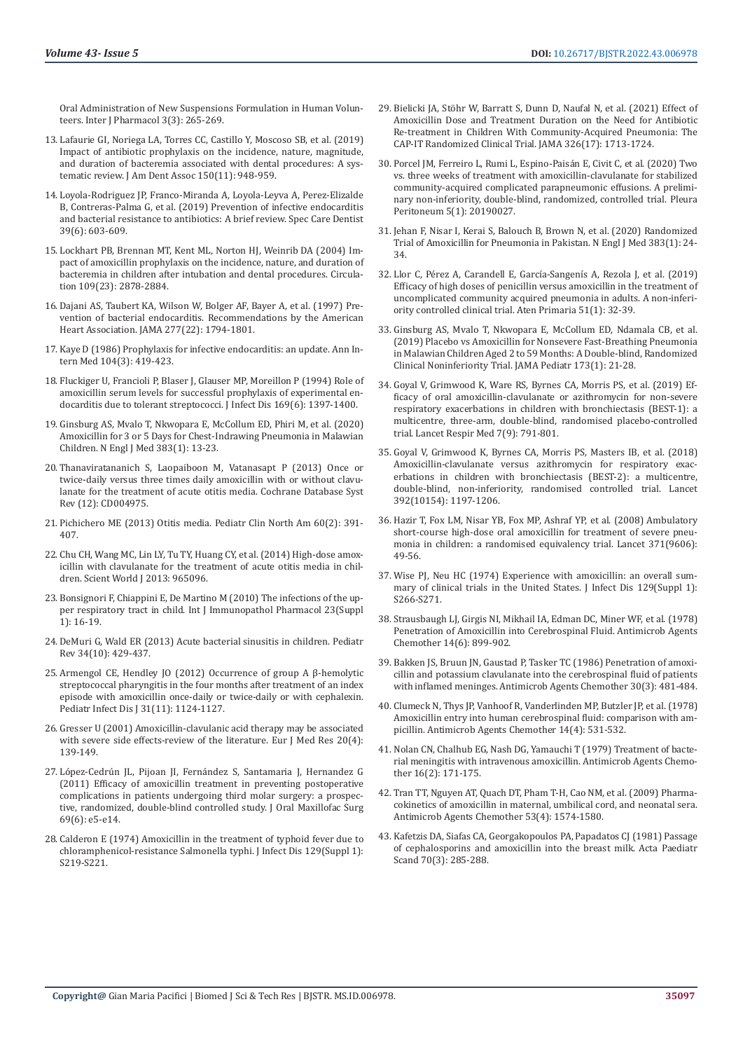Oral Administration of New Suspensions Formulation in Human Volunteers. Inter J Pharmacol 3(3): 265-269.

13. Lafaurie GI, Noriega LA, Torres CC, Castillo Y, Moscoso SB, et al. (2019) Impact of antibiotic prophylaxis on the incidence, nature, magnitude, and duration of bacteremia associated with dental procedures: A systematic review. J Am Dent Assoc 150(11): 948-959.
14. Loyola-Rodriguez JP, Franco-Miranda A, Loyola-Leyva A, Perez-Elizalde B, Contreras-Palma G, et al. (2019) Prevention of infective endocarditis and bacterial resistance to antibiotics: A brief review. Spec Care Dentist 39(6): 603-609.
15. Lockhart PB, Brennan MT, Kent ML, Norton HJ, Weinrib DA (2004) Impact of amoxicillin prophylaxis on the incidence, nature, and duration of bacteremia in children after intubation and dental procedures. Circulation 109(23): 2878-2884.
16. Dajani AS, Taubert KA, Wilson W, Bolger AF, Bayer A, et al. (1997) Prevention of bacterial endocarditis. Recommendations by the American Heart Association. JAMA 277(22): 1794-1801.
17. Kaye D (1986) Prophylaxis for infective endocarditis: an update. Ann Intern Med 104(3): 419-423.
18. Fluckiger U, Francioli P, Blaser J, Glauser MP, Moreillon P (1994) Role of amoxicillin serum levels for successful prophylaxis of experimental endocarditis due to tolerant streptococci. J Infect Dis 169(6): 1397-1400.
19. Ginsburg AS, Mvalo T, Nkwopara E, McCollum ED, Phiri M, et al. (2020) Amoxicillin for 3 or 5 Days for Chest-Indrawing Pneumonia in Malawian Children. N Engl J Med 383(1): 13-23.
20. Thanaviratananich S, Laopaiboon M, Vatanasapt P (2013) Once or twice-daily versus three times daily amoxicillin with or without clavulanate for the treatment of acute otitis media. Cochrane Database Syst Rev (12): CD004975.
21. Pichichero ME (2013) Otitis media. Pediatr Clin North Am 60(2): 391-407.
22. Chu CH, Wang MC, Lin LY, Tu TY, Huang CY, et al. (2014) High-dose amoxicillin with clavulanate for the treatment of acute otitis media in children. Scient World J 2013: 965096.
23. Bonsignori F, Chiappini E, De Martino M (2010) The infections of the upper respiratory tract in child. Int J Immunopathol Pharmacol 23(Suppl 1): 16-19.
24. DeMuri G, Wald ER (2013) Acute bacterial sinusitis in children. Pediatr Rev 34(10): 429-437.
25. Armengol CE, Hendley JO (2012) Occurrence of group A β-hemolytic streptococcal pharyngitis in the four months after treatment of an index episode with amoxicillin once-daily or twice-daily or with cephalexin. Pediatr Infect Dis J 31(11): 1124-1127.
26. Gresser U (2001) Amoxicillin-clavulanic acid therapy may be associated with severe side effects-review of the literature. Eur J Med Res 20(4): 139-149.
27. López-Cedrún JL, Pijoan JI, Fernández S, Santamaria J, Hernandez G (2011) Efficacy of amoxicillin treatment in preventing postoperative complications in patients undergoing third molar surgery: a prospective, randomized, double-blind controlled study. J Oral Maxillofac Surg 69(6): e5-e14.
28. Calderon E (1974) Amoxicillin in the treatment of typhoid fever due to chloramphenicol-resistance Salmonella typhi. J Infect Dis 129(Suppl 1): S219-S221.
29. Bielicki JA, Stöhr W, Barratt S, Dunn D, Naufal N, et al. (2021) Effect of Amoxicillin Dose and Treatment Duration on the Need for Antibiotic Re-treatment in Children With Community-Acquired Pneumonia: The CAP-IT Randomized Clinical Trial. JAMA 326(17): 1713-1724.
30. Porcel JM, Ferreiro L, Rumi L, Espino-Paisán E, Civit C, et al. (2020) Two vs. three weeks of treatment with amoxicillin-clavulanate for stabilized community-acquired complicated parapneumonic effusions. A preliminary non-inferiority, double-blind, randomized, controlled trial. Pleura Peritoneum 5(1): 20190027.
31. Jehan F, Nisar I, Kerai S, Balouch B, Brown N, et al. (2020) Randomized Trial of Amoxicillin for Pneumonia in Pakistan. N Engl J Med 383(1): 24-34.
32. Llor C, Pérez A, Carandell E, García-Sangenís A, Rezola J, et al. (2019) Efficacy of high doses of penicillin versus amoxicillin in the treatment of uncomplicated community acquired pneumonia in adults. A non-inferiority controlled clinical trial. Aten Primaria 51(1): 32-39.
33. Ginsburg AS, Mvalo T, Nkwopara E, McCollum ED, Ndamala CB, et al. (2019) Placebo vs Amoxicillin for Nonsevere Fast-Breathing Pneumonia in Malawian Children Aged 2 to 59 Months: A Double-blind, Randomized Clinical Noninferiority Trial. JAMA Pediatr 173(1): 21-28.
34. Goyal V, Grimwood K, Ware RS, Byrnes CA, Morris PS, et al. (2019) Efficacy of oral amoxicillin-clavulanate or azithromycin for non-severe respiratory exacerbations in children with bronchiectasis (BEST-1): a multicentre, three-arm, double-blind, randomised placebo-controlled trial. Lancet Respir Med 7(9): 791-801.
35. Goyal V, Grimwood K, Byrnes CA, Morris PS, Masters IB, et al. (2018) Amoxicillin-clavulanate versus azithromycin for respiratory exacerbations in children with bronchiectasis (BEST-2): a multicentre, double-blind, non-inferiority, randomised controlled trial. Lancet 392(10154): 1197-1206.
36. Hazir T, Fox LM, Nisar YB, Fox MP, Ashraf YP, et al. (2008) Ambulatory short-course high-dose oral amoxicillin for treatment of severe pneumonia in children: a randomised equivalency trial. Lancet 371(9606): 49-56.
37. Wise PJ, Neu HC (1974) Experience with amoxicillin: an overall summary of clinical trials in the United States. J Infect Dis 129(Suppl 1): S266-S271.
38. Strausbaugh LJ, Girgis NI, Mikhail IA, Edman DC, Miner WF, et al. (1978) Penetration of Amoxicillin into Cerebrospinal Fluid. Antimicrob Agents Chemother 14(6): 899-902.
39. Bakken JS, Bruun JN, Gaustad P, Tasker TC (1986) Penetration of amoxicillin and potassium clavulanate into the cerebrospinal fluid of patients with inflamed meninges. Antimicrob Agents Chemother 30(3): 481-484.
40. Clumeck N, Thys JP, Vanhoof R, Vanderlinden MP, Butzler JP, et al. (1978) Amoxicillin entry into human cerebrospinal fluid: comparison with ampicillin. Antimicrob Agents Chemother 14(4): 531-532.
41. Nolan CN, Chalhub EG, Nash DG, Yamauchi T (1979) Treatment of bacterial meningitis with intravenous amoxicillin. Antimicrob Agents Chemother 16(2): 171-175.
42. Tran TT, Nguyen AT, Quach DT, Pham T-H, Cao NM, et al. (2009) Pharmacokinetics of amoxicillin in maternal, umbilical cord, and neonatal sera. Antimicrob Agents Chemother 53(4): 1574-1580.
43. Kafetzis DA, Siafas CA, Georgakopoulos PA, Papadatos CJ (1981) Passage of cephalosporins and amoxicillin into the breast milk. Acta Paediatr Scand 70(3): 285-288.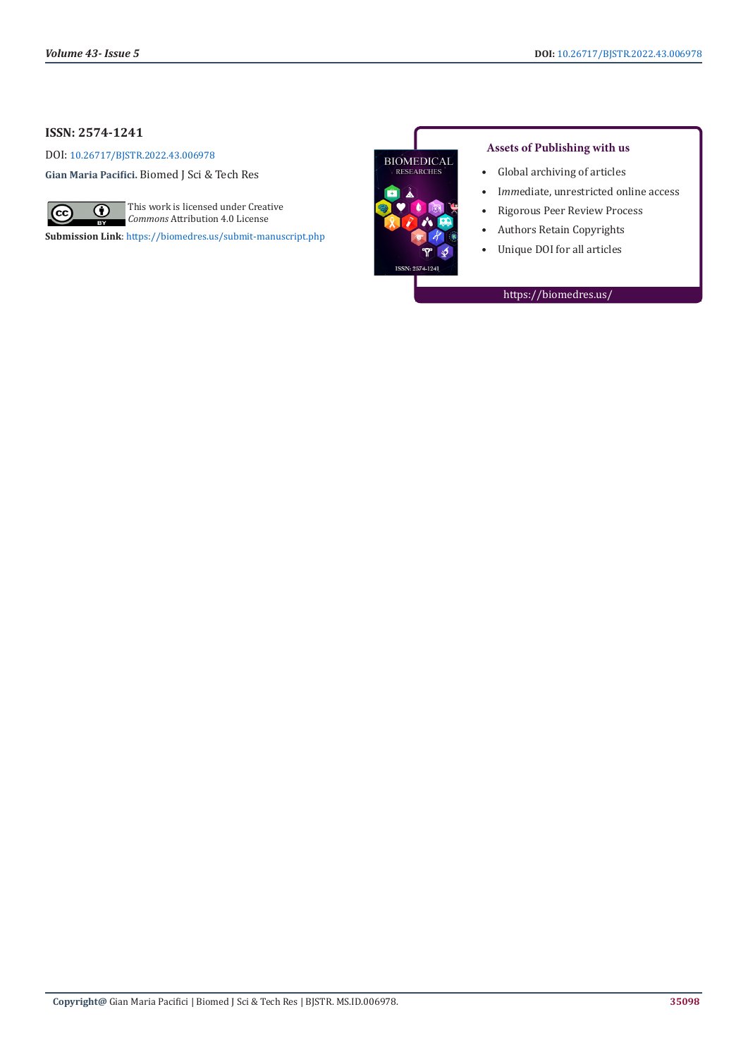**ISSN: 2574-1241**

DOI: 10.26717/BJSTR.2022.43.006978

**Gian Maria Pacifici.** Biomed J Sci & Tech Res

This work is licensed under Creative *Commons* Attribution 4.0 License

**Submission Link**: https://biomedres.us/submit-manuscript.php

**Assets of Publishing with us**

- Global archiving of articles
- Immediate, unrestricted online access
- Rigorous Peer Review Process
- Authors Retain Copyrights
- Unique DOI for all articles

https://biomedres.us/